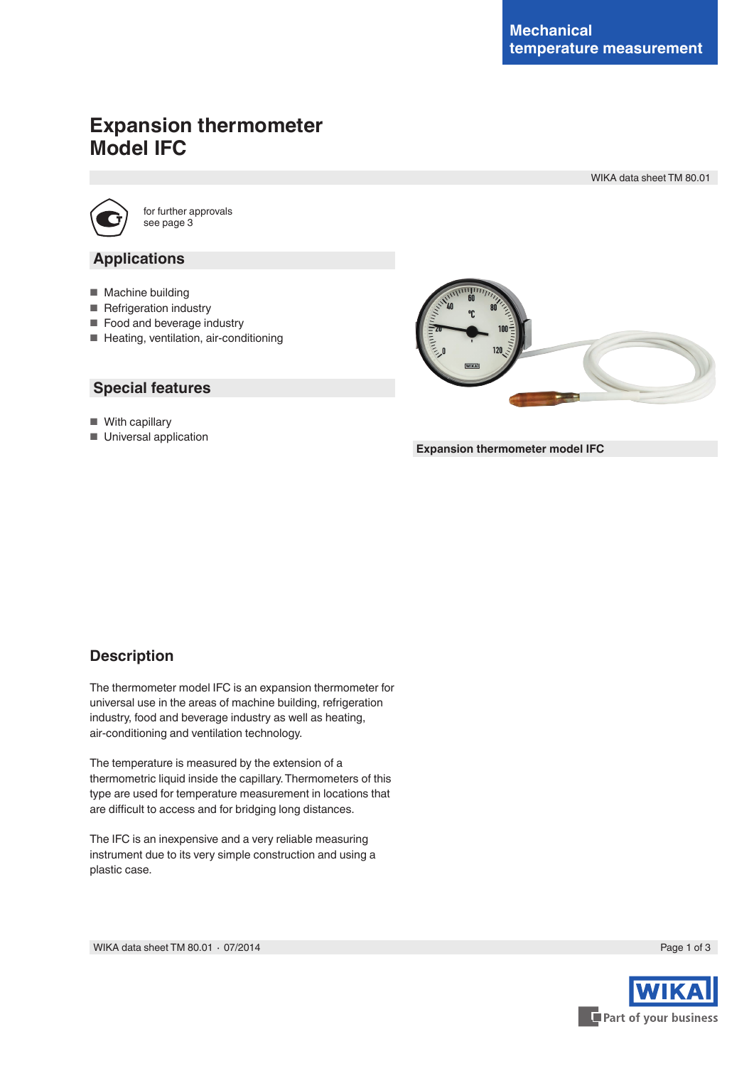Mechanical temperature measurement

# Expansion thermometer Model IFC

WIKA data sheet TM 80.01

for further approvals see page 3

## Applications

- Machine building
- Refrigeration industry
- Food and beverage industry
- Heating, ventilation, air-conditioning

## Special features

- With capillary
- Universal application

**Expansion thermometer model IFC**

## Description

The thermometer model IFC is an expansion thermometer for universal use in the areas of machine building, refrigeration industry, food and beverage industry as well as heating, air-conditioning and ventilation technology.

The temperature is measured by the extension of a thermometric liquid inside the capillary. Thermometers of this type are used for temperature measurement in locations that are difficult to access and for bridging long distances.

The IFC is an inexpensive and a very reliable measuring instrument due to its very simple construction and using a plastic case.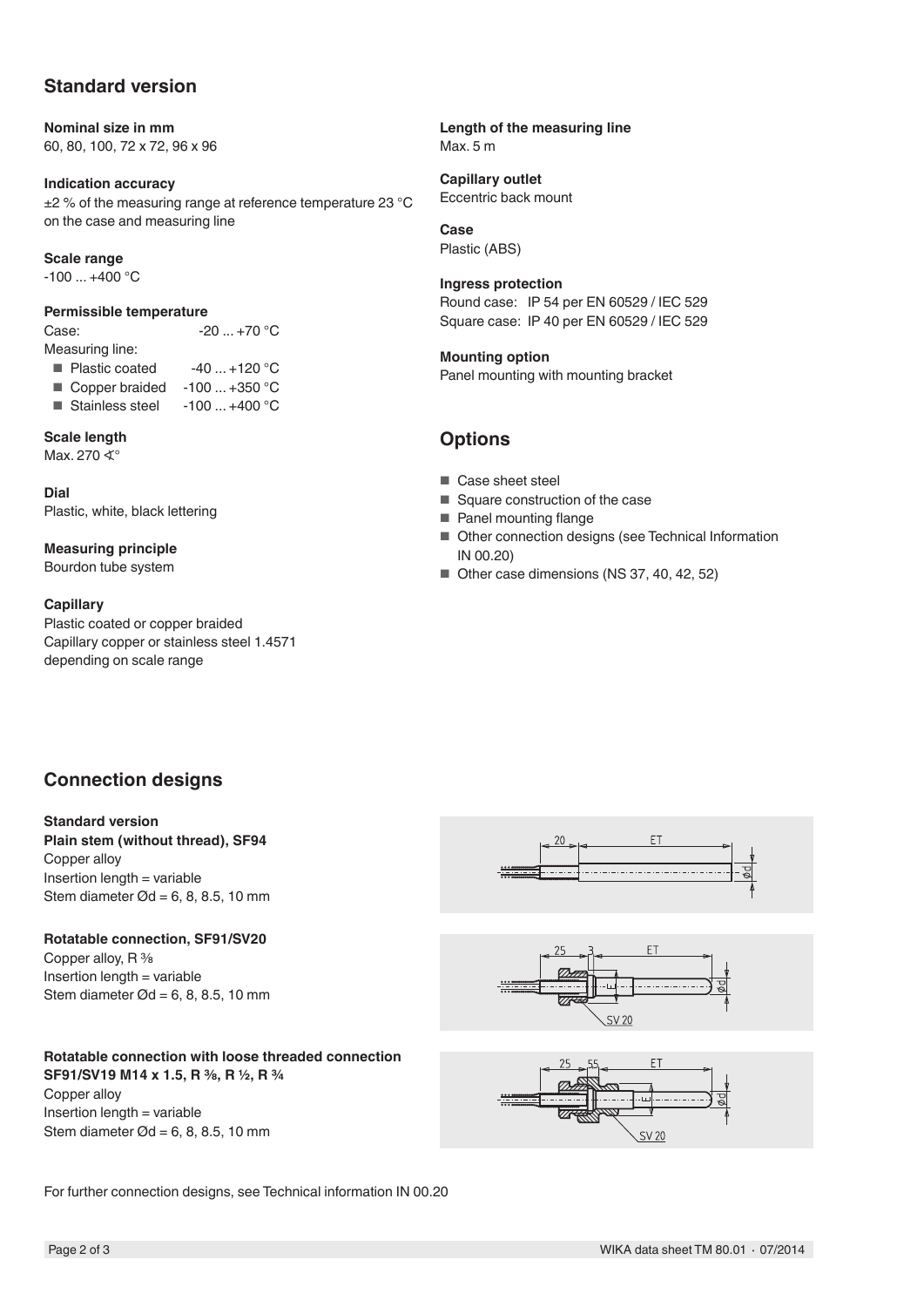## Standard version

**Nominal size in mm**
60, 80, 100, 72 x 72, 96 x 96

**Indication accuracy**
±2 % of the measuring range at reference temperature 23 °C on the case and measuring line

**Scale range**
-100 ... +400 °C

**Permissible temperature**
Case: -20 ... +70 °C
Measuring line:

- Plastic coated -40 ... +120 °C
- Copper braided -100 ... +350 °C
- Stainless steel -100 ... +400 °C

**Scale length**
Max. 270 ∢°

**Dial**
Plastic, white, black lettering

**Measuring principle**
Bourdon tube system

**Capillary**
Plastic coated or copper braided
Capillary copper or stainless steel 1.4571 depending on scale range

**Length of the measuring line**
Max. 5 m

**Capillary outlet**
Eccentric back mount

**Case**
Plastic (ABS)

**Ingress protection**
Round case: IP 54 per EN 60529 / IEC 529
Square case: IP 40 per EN 60529 / IEC 529

**Mounting option**
Panel mounting with mounting bracket

## Options

- Case sheet steel
- Square construction of the case
- Panel mounting flange
- Other connection designs (see Technical Information IN 00.20)
- Other case dimensions (NS 37, 40, 42, 52)

## Connection designs

**Standard version**
**Plain stem (without thread), SF94**
Copper alloy
Insertion length = variable
Stem diameter Ød = 6, 8, 8.5, 10 mm

**Rotatable connection, SF91/SV20**
Copper alloy, R ⅜
Insertion length = variable
Stem diameter Ød = 6, 8, 8.5, 10 mm

**Rotatable connection with loose threaded connection SF91/SV19 M14 x 1.5, R ⅜, R ½, R ¾**
Copper alloy
Insertion length = variable
Stem diameter Ød = 6, 8, 8.5, 10 mm

For further connection designs, see Technical information IN 00.20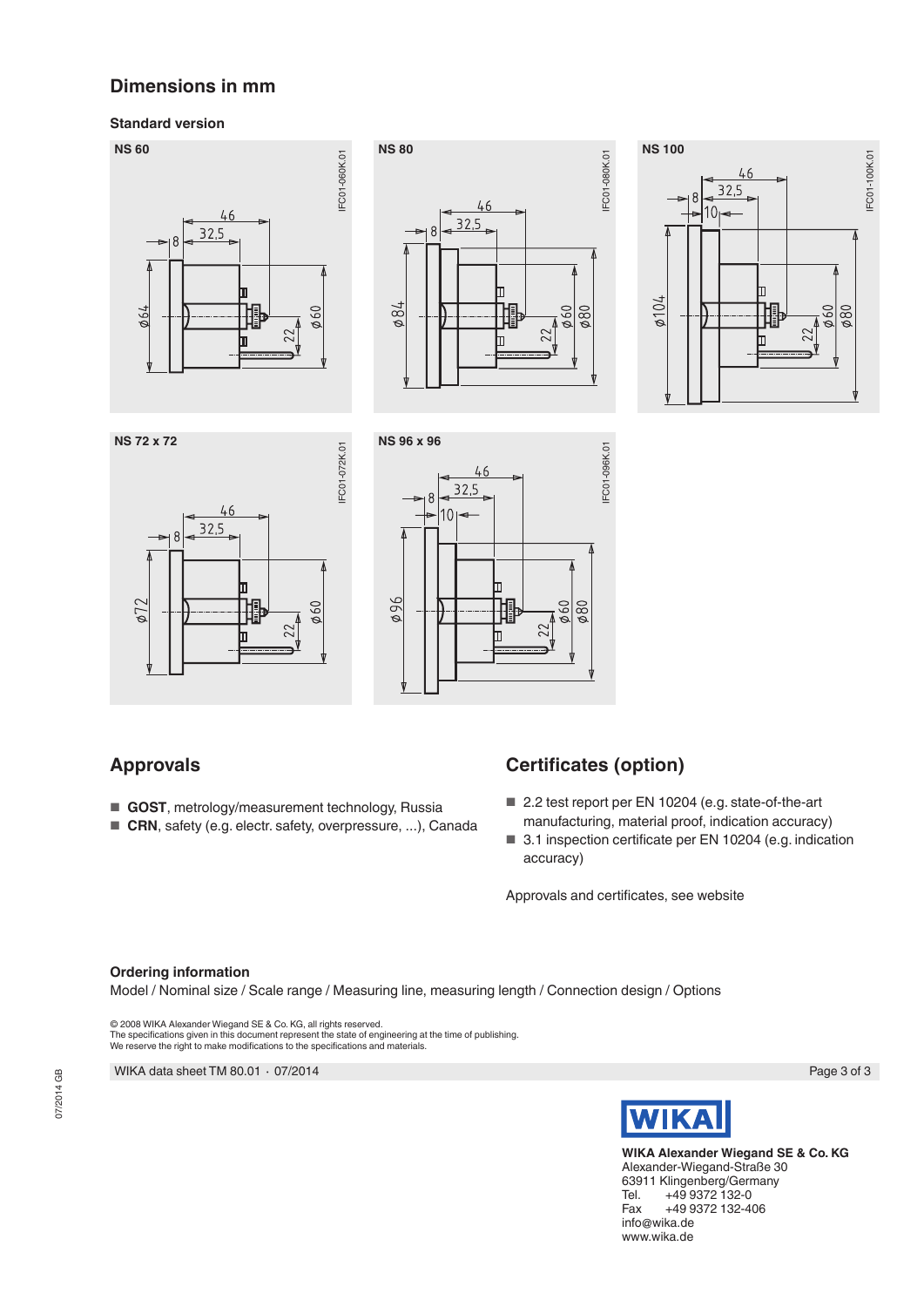## Dimensions in mm

### Standard version

**NS 60**

IFC01-060K.01

46
32,5
8
ø64
ø60
22

**NS 80**

IFC01-080K.01

46
32,5
8
ø84
ø60
ø80
22

**NS 100**

IFC01-100K.01

46
32,5
8
10
ø104
ø60
ø80
22

**NS 72 x 72**

IFC01-072K.01

46
32,5
8
ø72
ø60
22

**NS 96 x 96**

IFC01-096K.01

46
32,5
8
10
ø96
ø60
ø80
22

## Approvals

- **GOST**, metrology/measurement technology, Russia
- **CRN**, safety (e.g. electr. safety, overpressure, ...), Canada

## Certificates (option)

- 2.2 test report per EN 10204 (e.g. state-of-the-art manufacturing, material proof, indication accuracy)
- 3.1 inspection certificate per EN 10204 (e.g. indication accuracy)

Approvals and certificates, see website

**Ordering information**

Model / Nominal size / Scale range / Measuring line, measuring length / Connection design / Options

© 2008 WIKA Alexander Wiegand SE & Co. KG, all rights reserved.
The specifications given in this document represent the state of engineering at the time of publishing.
We reserve the right to make modifications to the specifications and materials.

WIKA data sheet TM 80.01 · 07/2014

07/2014 GB

WIKA

**WIKA Alexander Wiegand SE & Co. KG**
Alexander-Wiegand-Straße 30
63911 Klingenberg/Germany
Tel. +49 9372 132-0
Fax +49 9372 132-406
info@wika.de
www.wika.de